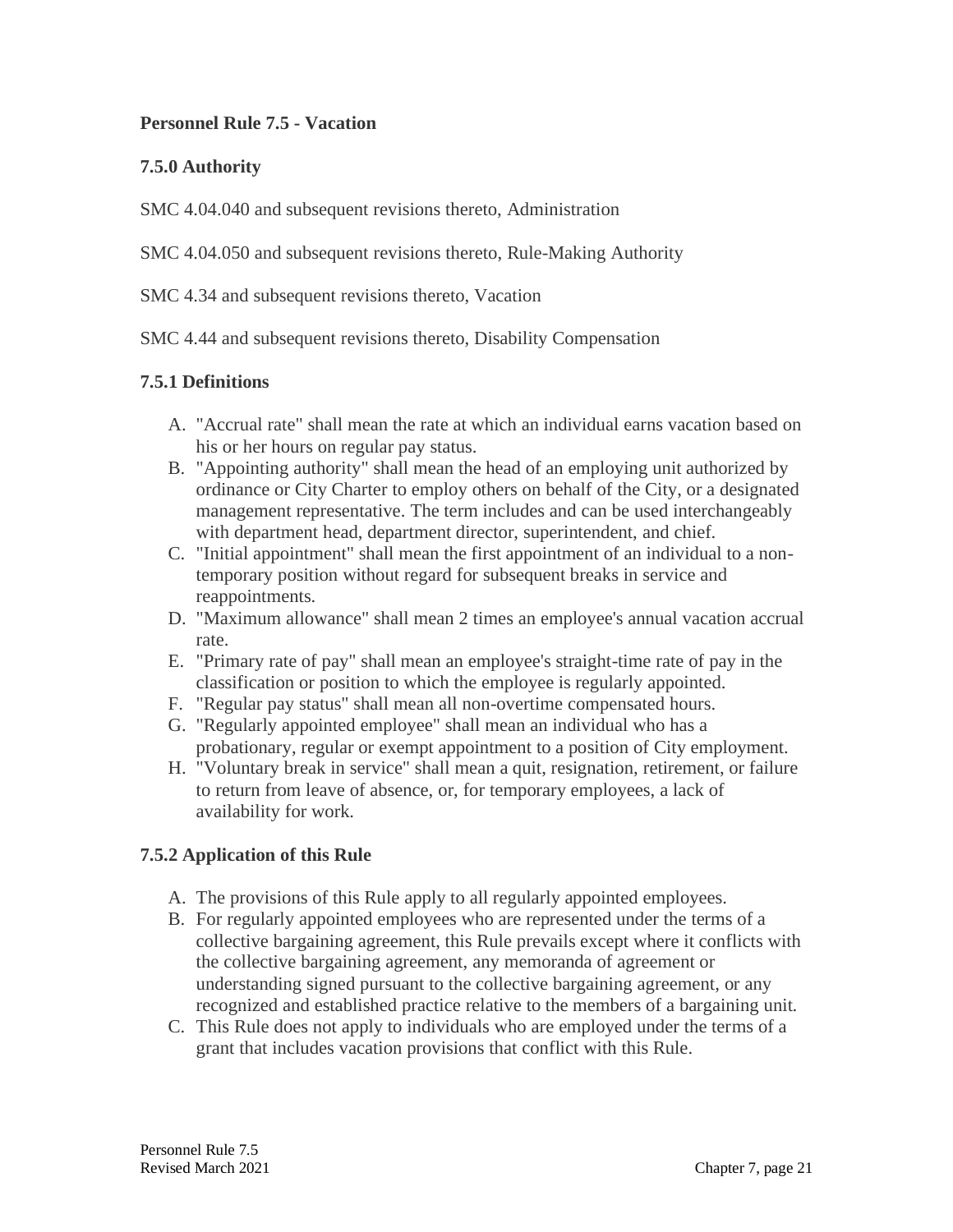# Personnel Rule 7.5 - Vacation

## 7.5.0 Authority

SMC 4.04.040 and subsequent revisions thereto, Administration

SMC 4.04.050 and subsequent revisions thereto, Rule-Making Authority

SMC 4.34 and subsequent revisions thereto, Vacation

SMC 4.44 and subsequent revisions thereto, Disability Compensation

## 7.5.1 Definitions

A. "Accrual rate" shall mean the rate at which an individual earns vacation based on his or her hours on regular pay status.

B. "Appointing authority" shall mean the head of an employing unit authorized by ordinance or City Charter to employ others on behalf of the City, or a designated management representative. The term includes and can be used interchangeably with department head, department director, superintendent, and chief.

C. "Initial appointment" shall mean the first appointment of an individual to a non-temporary position without regard for subsequent breaks in service and reappointments.

D. "Maximum allowance" shall mean 2 times an employee's annual vacation accrual rate.

E. "Primary rate of pay" shall mean an employee's straight-time rate of pay in the classification or position to which the employee is regularly appointed.

F. "Regular pay status" shall mean all non-overtime compensated hours.

G. "Regularly appointed employee" shall mean an individual who has a probationary, regular or exempt appointment to a position of City employment.

H. "Voluntary break in service" shall mean a quit, resignation, retirement, or failure to return from leave of absence, or, for temporary employees, a lack of availability for work.

## 7.5.2 Application of this Rule

A. The provisions of this Rule apply to all regularly appointed employees.

B. For regularly appointed employees who are represented under the terms of a collective bargaining agreement, this Rule prevails except where it conflicts with the collective bargaining agreement, any memoranda of agreement or understanding signed pursuant to the collective bargaining agreement, or any recognized and established practice relative to the members of a bargaining unit.

C. This Rule does not apply to individuals who are employed under the terms of a grant that includes vacation provisions that conflict with this Rule.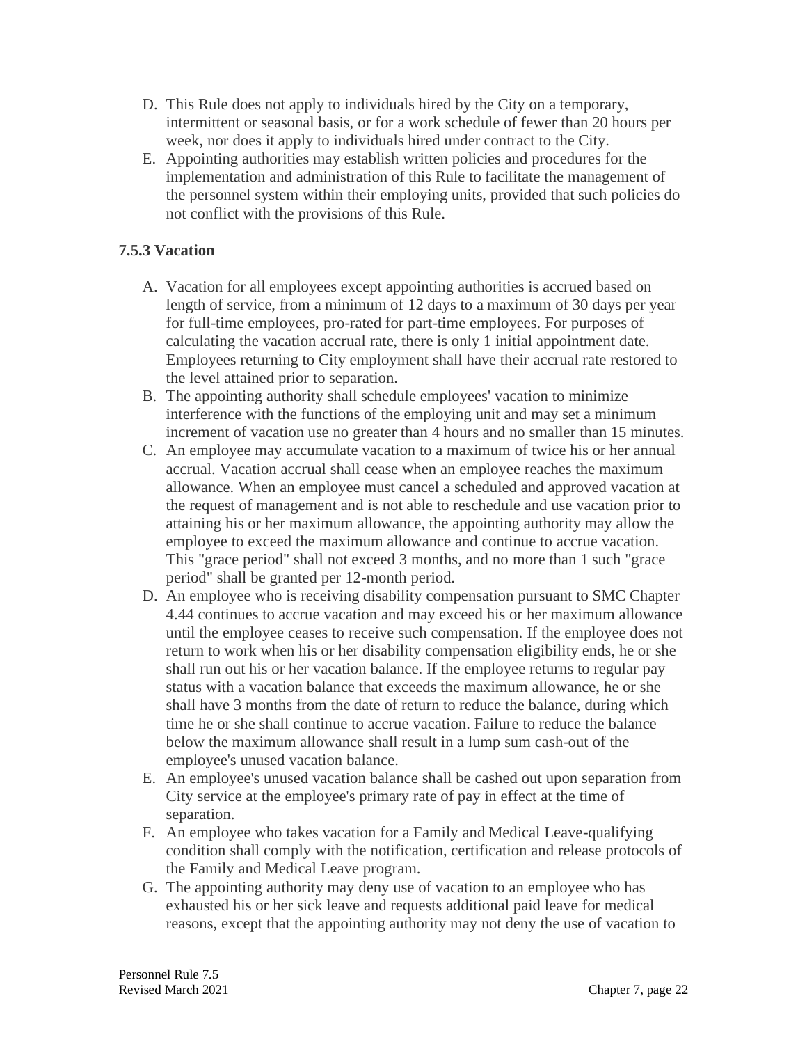D. This Rule does not apply to individuals hired by the City on a temporary, intermittent or seasonal basis, or for a work schedule of fewer than 20 hours per week, nor does it apply to individuals hired under contract to the City.

E. Appointing authorities may establish written policies and procedures for the implementation and administration of this Rule to facilitate the management of the personnel system within their employing units, provided that such policies do not conflict with the provisions of this Rule.

### 7.5.3 Vacation

A. Vacation for all employees except appointing authorities is accrued based on length of service, from a minimum of 12 days to a maximum of 30 days per year for full-time employees, pro-rated for part-time employees. For purposes of calculating the vacation accrual rate, there is only 1 initial appointment date. Employees returning to City employment shall have their accrual rate restored to the level attained prior to separation.

B. The appointing authority shall schedule employees' vacation to minimize interference with the functions of the employing unit and may set a minimum increment of vacation use no greater than 4 hours and no smaller than 15 minutes.

C. An employee may accumulate vacation to a maximum of twice his or her annual accrual. Vacation accrual shall cease when an employee reaches the maximum allowance. When an employee must cancel a scheduled and approved vacation at the request of management and is not able to reschedule and use vacation prior to attaining his or her maximum allowance, the appointing authority may allow the employee to exceed the maximum allowance and continue to accrue vacation. This "grace period" shall not exceed 3 months, and no more than 1 such "grace period" shall be granted per 12-month period.

D. An employee who is receiving disability compensation pursuant to SMC Chapter 4.44 continues to accrue vacation and may exceed his or her maximum allowance until the employee ceases to receive such compensation. If the employee does not return to work when his or her disability compensation eligibility ends, he or she shall run out his or her vacation balance. If the employee returns to regular pay status with a vacation balance that exceeds the maximum allowance, he or she shall have 3 months from the date of return to reduce the balance, during which time he or she shall continue to accrue vacation. Failure to reduce the balance below the maximum allowance shall result in a lump sum cash-out of the employee's unused vacation balance.

E. An employee's unused vacation balance shall be cashed out upon separation from City service at the employee's primary rate of pay in effect at the time of separation.

F. An employee who takes vacation for a Family and Medical Leave-qualifying condition shall comply with the notification, certification and release protocols of the Family and Medical Leave program.

G. The appointing authority may deny use of vacation to an employee who has exhausted his or her sick leave and requests additional paid leave for medical reasons, except that the appointing authority may not deny the use of vacation to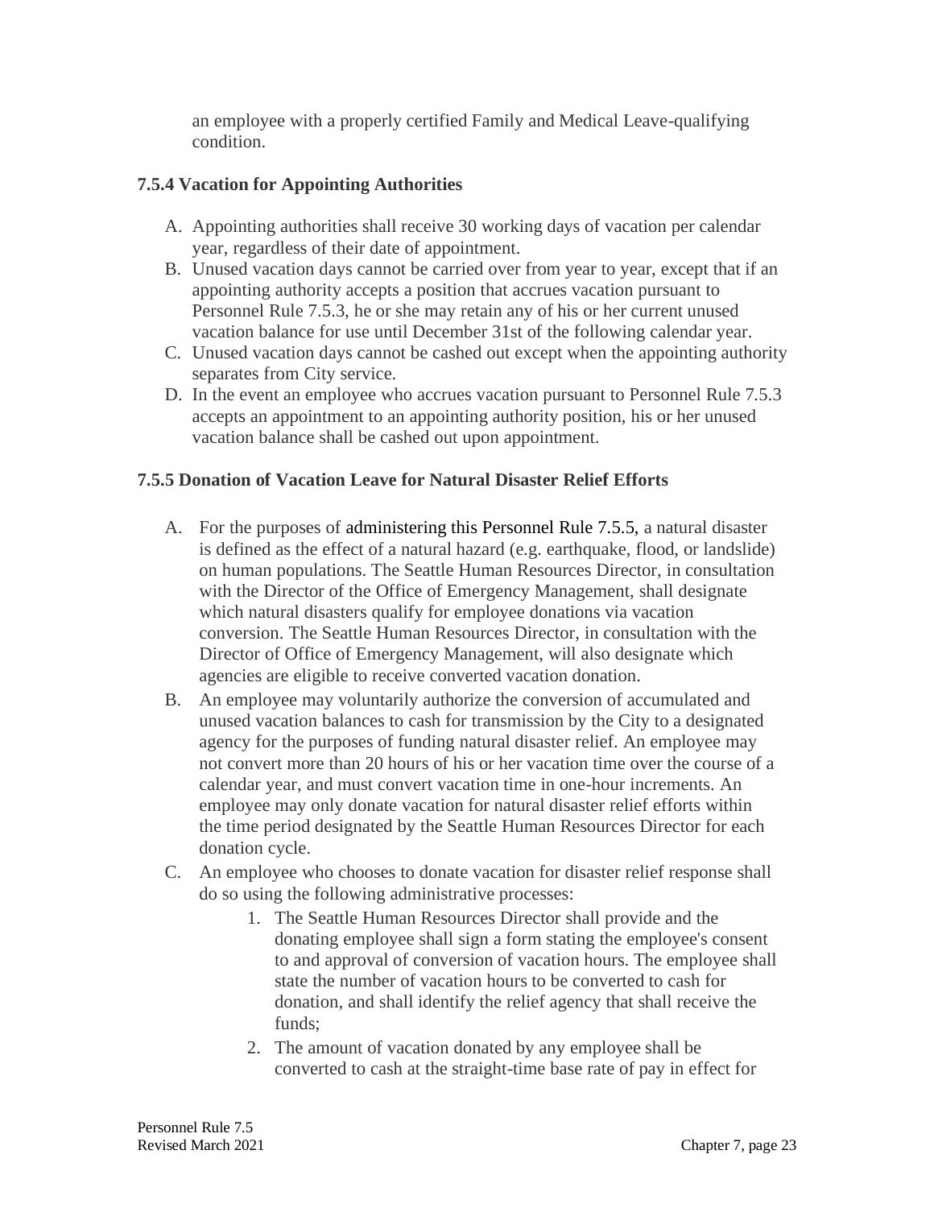an employee with a properly certified Family and Medical Leave-qualifying condition.

### 7.5.4 Vacation for Appointing Authorities

A. Appointing authorities shall receive 30 working days of vacation per calendar year, regardless of their date of appointment.
B. Unused vacation days cannot be carried over from year to year, except that if an appointing authority accepts a position that accrues vacation pursuant to Personnel Rule 7.5.3, he or she may retain any of his or her current unused vacation balance for use until December 31st of the following calendar year.
C. Unused vacation days cannot be cashed out except when the appointing authority separates from City service.
D. In the event an employee who accrues vacation pursuant to Personnel Rule 7.5.3 accepts an appointment to an appointing authority position, his or her unused vacation balance shall be cashed out upon appointment.

### 7.5.5 Donation of Vacation Leave for Natural Disaster Relief Efforts

A. For the purposes of administering this Personnel Rule 7.5.5, a natural disaster is defined as the effect of a natural hazard (e.g. earthquake, flood, or landslide) on human populations. The Seattle Human Resources Director, in consultation with the Director of the Office of Emergency Management, shall designate which natural disasters qualify for employee donations via vacation conversion. The Seattle Human Resources Director, in consultation with the Director of Office of Emergency Management, will also designate which agencies are eligible to receive converted vacation donation.
B. An employee may voluntarily authorize the conversion of accumulated and unused vacation balances to cash for transmission by the City to a designated agency for the purposes of funding natural disaster relief. An employee may not convert more than 20 hours of his or her vacation time over the course of a calendar year, and must convert vacation time in one-hour increments. An employee may only donate vacation for natural disaster relief efforts within the time period designated by the Seattle Human Resources Director for each donation cycle.
C. An employee who chooses to donate vacation for disaster relief response shall do so using the following administrative processes:
    1. The Seattle Human Resources Director shall provide and the donating employee shall sign a form stating the employee's consent to and approval of conversion of vacation hours. The employee shall state the number of vacation hours to be converted to cash for donation, and shall identify the relief agency that shall receive the funds;
    2. The amount of vacation donated by any employee shall be converted to cash at the straight-time base rate of pay in effect for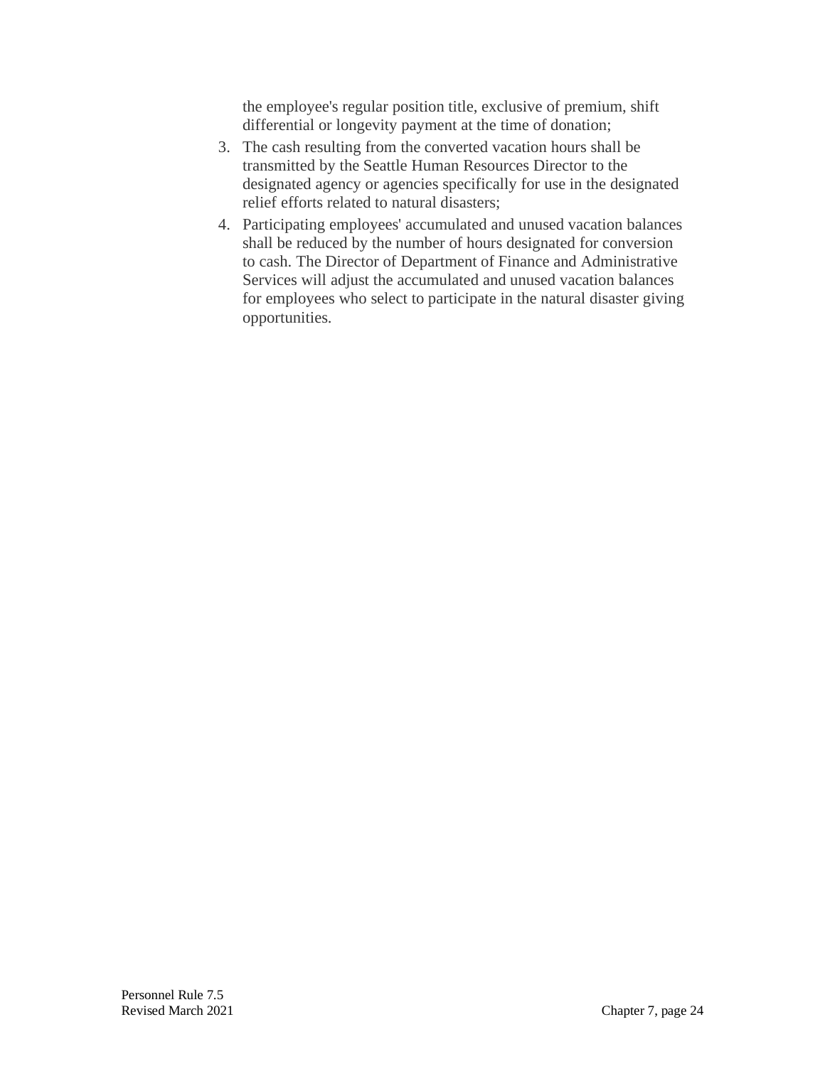the employee's regular position title, exclusive of premium, shift differential or longevity payment at the time of donation;

3. The cash resulting from the converted vacation hours shall be transmitted by the Seattle Human Resources Director to the designated agency or agencies specifically for use in the designated relief efforts related to natural disasters;
4. Participating employees' accumulated and unused vacation balances shall be reduced by the number of hours designated for conversion to cash. The Director of Department of Finance and Administrative Services will adjust the accumulated and unused vacation balances for employees who select to participate in the natural disaster giving opportunities.